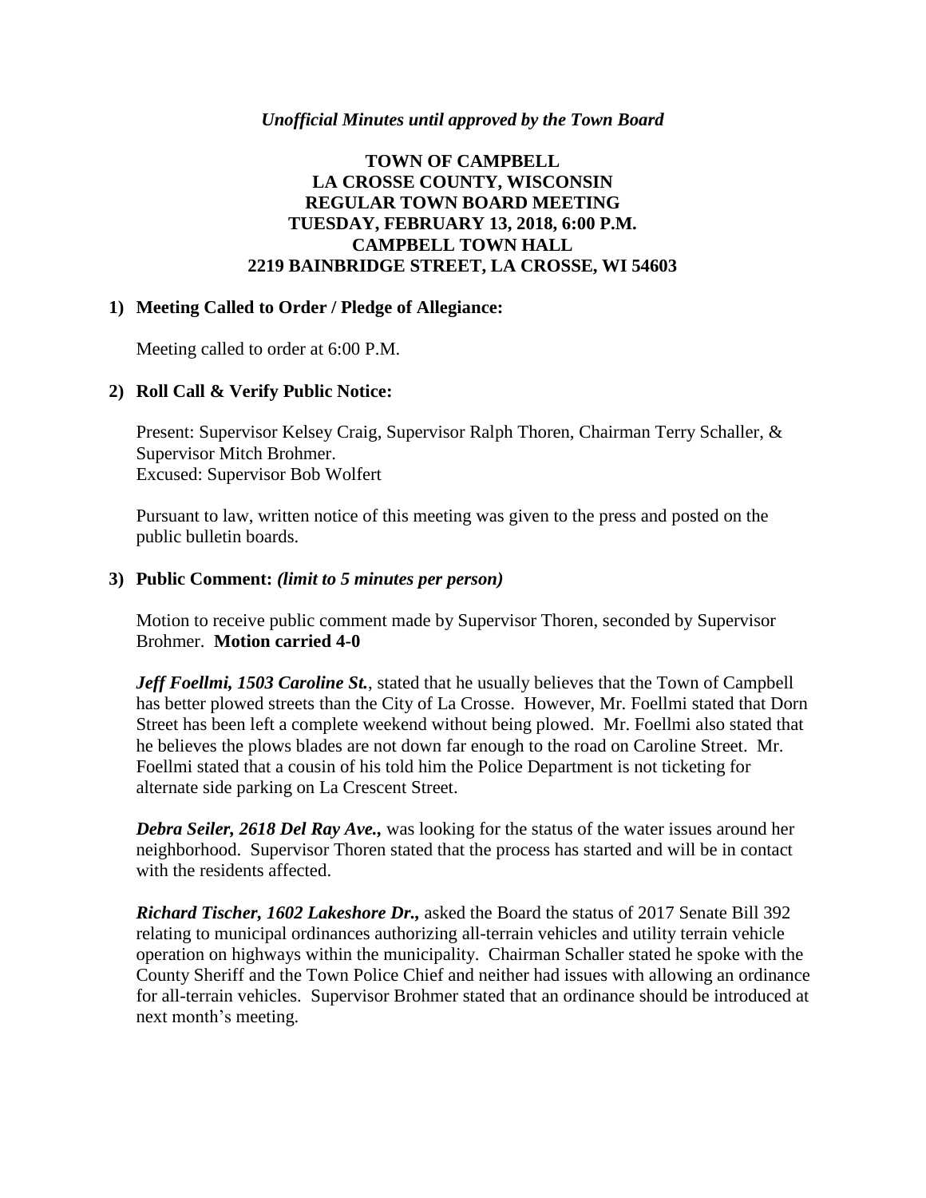*Unofficial Minutes until approved by the Town Board*

# TOWN OF CAMPBELL
# LA CROSSE COUNTY, WISCONSIN
# REGULAR TOWN BOARD MEETING
# TUESDAY, FEBRUARY 13, 2018, 6:00 P.M.
# CAMPBELL TOWN HALL
# 2219 BAINBRIDGE STREET, LA CROSSE, WI 54603

## 1) Meeting Called to Order / Pledge of Allegiance:

Meeting called to order at 6:00 P.M.

## 2) Roll Call & Verify Public Notice:

Present: Supervisor Kelsey Craig, Supervisor Ralph Thoren, Chairman Terry Schaller, & Supervisor Mitch Brohmer.
Excused: Supervisor Bob Wolfert

Pursuant to law, written notice of this meeting was given to the press and posted on the public bulletin boards.

## 3) Public Comment: *(limit to 5 minutes per person)*

Motion to receive public comment made by Supervisor Thoren, seconded by Supervisor Brohmer. **Motion carried 4-0**

***Jeff Foellmi, 1503 Caroline St.***, stated that he usually believes that the Town of Campbell has better plowed streets than the City of La Crosse. However, Mr. Foellmi stated that Dorn Street has been left a complete weekend without being plowed. Mr. Foellmi also stated that he believes the plows blades are not down far enough to the road on Caroline Street. Mr. Foellmi stated that a cousin of his told him the Police Department is not ticketing for alternate side parking on La Crescent Street.

***Debra Seiler, 2618 Del Ray Ave.,*** was looking for the status of the water issues around her neighborhood. Supervisor Thoren stated that the process has started and will be in contact with the residents affected.

***Richard Tischer, 1602 Lakeshore Dr.,*** asked the Board the status of 2017 Senate Bill 392 relating to municipal ordinances authorizing all-terrain vehicles and utility terrain vehicle operation on highways within the municipality. Chairman Schaller stated he spoke with the County Sheriff and the Town Police Chief and neither had issues with allowing an ordinance for all-terrain vehicles. Supervisor Brohmer stated that an ordinance should be introduced at next month's meeting.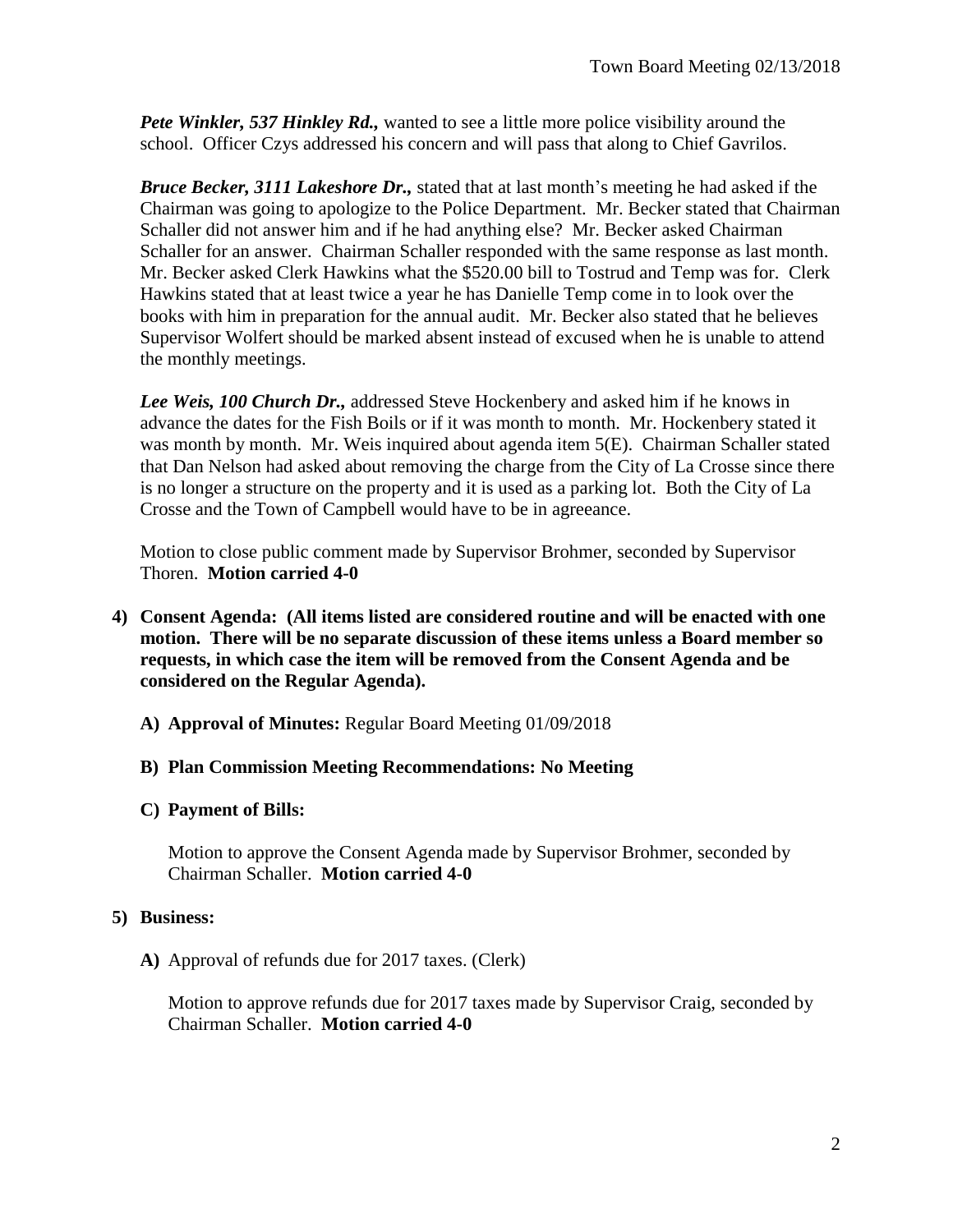***Pete Winkler, 537 Hinkley Rd.,*** wanted to see a little more police visibility around the school. Officer Czys addressed his concern and will pass that along to Chief Gavrilos.

***Bruce Becker, 3111 Lakeshore Dr.,*** stated that at last month's meeting he had asked if the Chairman was going to apologize to the Police Department. Mr. Becker stated that Chairman Schaller did not answer him and if he had anything else? Mr. Becker asked Chairman Schaller for an answer. Chairman Schaller responded with the same response as last month. Mr. Becker asked Clerk Hawkins what the $520.00 bill to Tostrud and Temp was for. Clerk Hawkins stated that at least twice a year he has Danielle Temp come in to look over the books with him in preparation for the annual audit. Mr. Becker also stated that he believes Supervisor Wolfert should be marked absent instead of excused when he is unable to attend the monthly meetings.

***Lee Weis, 100 Church Dr.,*** addressed Steve Hockenbery and asked him if he knows in advance the dates for the Fish Boils or if it was month to month. Mr. Hockenbery stated it was month by month. Mr. Weis inquired about agenda item 5(E). Chairman Schaller stated that Dan Nelson had asked about removing the charge from the City of La Crosse since there is no longer a structure on the property and it is used as a parking lot. Both the City of La Crosse and the Town of Campbell would have to be in agreeance.

Motion to close public comment made by Supervisor Brohmer, seconded by Supervisor Thoren. **Motion carried 4-0**

**4) Consent Agenda: (All items listed are considered routine and will be enacted with one motion. There will be no separate discussion of these items unless a Board member so requests, in which case the item will be removed from the Consent Agenda and be considered on the Regular Agenda).**

**A) Approval of Minutes:** Regular Board Meeting 01/09/2018

**B) Plan Commission Meeting Recommendations: No Meeting**

**C) Payment of Bills:**

Motion to approve the Consent Agenda made by Supervisor Brohmer, seconded by Chairman Schaller. **Motion carried 4-0**

**5) Business:**

**A)** Approval of refunds due for 2017 taxes. (Clerk)

Motion to approve refunds due for 2017 taxes made by Supervisor Craig, seconded by Chairman Schaller. **Motion carried 4-0**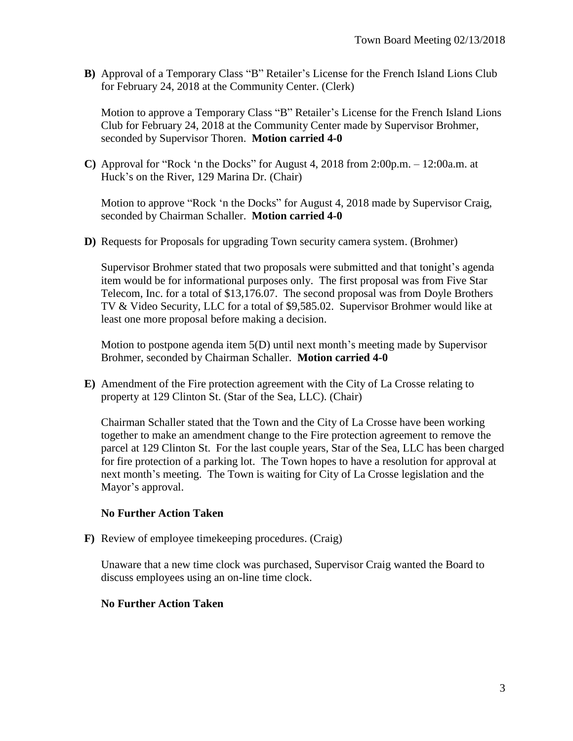**B)** Approval of a Temporary Class "B" Retailer's License for the French Island Lions Club for February 24, 2018 at the Community Center. (Clerk)

Motion to approve a Temporary Class "B" Retailer's License for the French Island Lions Club for February 24, 2018 at the Community Center made by Supervisor Brohmer, seconded by Supervisor Thoren. **Motion carried 4-0**

**C)** Approval for "Rock 'n the Docks" for August 4, 2018 from 2:00p.m. – 12:00a.m. at Huck's on the River, 129 Marina Dr. (Chair)

Motion to approve "Rock 'n the Docks" for August 4, 2018 made by Supervisor Craig, seconded by Chairman Schaller. **Motion carried 4-0**

**D)** Requests for Proposals for upgrading Town security camera system. (Brohmer)

Supervisor Brohmer stated that two proposals were submitted and that tonight's agenda item would be for informational purposes only. The first proposal was from Five Star Telecom, Inc. for a total of $13,176.07. The second proposal was from Doyle Brothers TV & Video Security, LLC for a total of $9,585.02. Supervisor Brohmer would like at least one more proposal before making a decision.

Motion to postpone agenda item 5(D) until next month's meeting made by Supervisor Brohmer, seconded by Chairman Schaller. **Motion carried 4-0**

**E)** Amendment of the Fire protection agreement with the City of La Crosse relating to property at 129 Clinton St. (Star of the Sea, LLC). (Chair)

Chairman Schaller stated that the Town and the City of La Crosse have been working together to make an amendment change to the Fire protection agreement to remove the parcel at 129 Clinton St. For the last couple years, Star of the Sea, LLC has been charged for fire protection of a parking lot. The Town hopes to have a resolution for approval at next month's meeting. The Town is waiting for City of La Crosse legislation and the Mayor's approval.

**No Further Action Taken**

**F)** Review of employee timekeeping procedures. (Craig)

Unaware that a new time clock was purchased, Supervisor Craig wanted the Board to discuss employees using an on-line time clock.

**No Further Action Taken**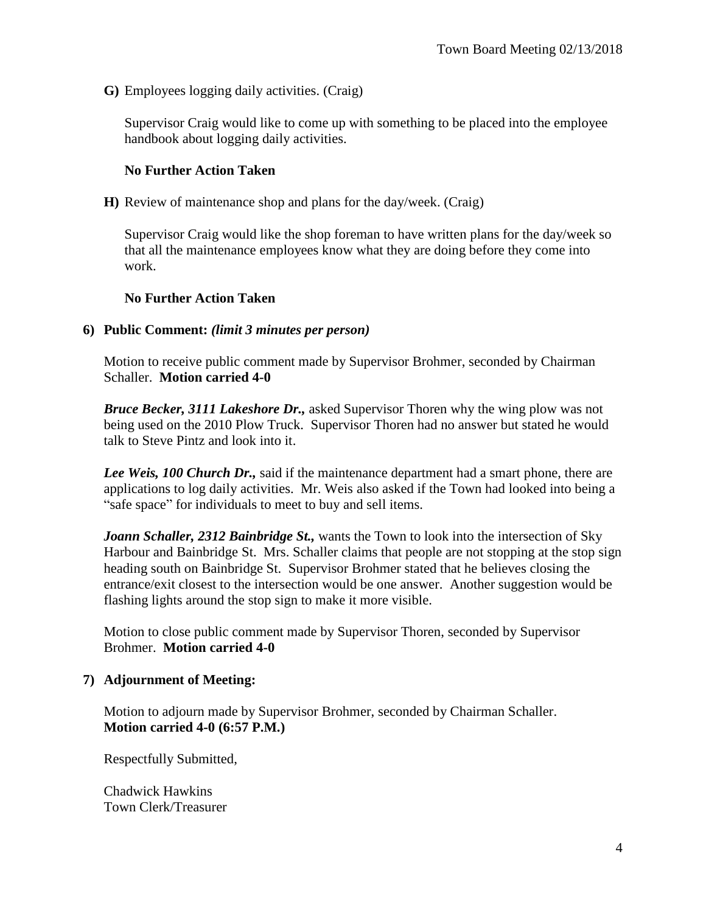**G)** Employees logging daily activities. (Craig)

Supervisor Craig would like to come up with something to be placed into the employee handbook about logging daily activities.

**No Further Action Taken**

**H)** Review of maintenance shop and plans for the day/week. (Craig)

Supervisor Craig would like the shop foreman to have written plans for the day/week so that all the maintenance employees know what they are doing before they come into work.

**No Further Action Taken**

**6) Public Comment:** ***(limit 3 minutes per person)***

Motion to receive public comment made by Supervisor Brohmer, seconded by Chairman Schaller. **Motion carried 4-0**

***Bruce Becker, 3111 Lakeshore Dr.,*** asked Supervisor Thoren why the wing plow was not being used on the 2010 Plow Truck. Supervisor Thoren had no answer but stated he would talk to Steve Pintz and look into it.

***Lee Weis, 100 Church Dr.,*** said if the maintenance department had a smart phone, there are applications to log daily activities. Mr. Weis also asked if the Town had looked into being a "safe space" for individuals to meet to buy and sell items.

***Joann Schaller, 2312 Bainbridge St.,*** wants the Town to look into the intersection of Sky Harbour and Bainbridge St. Mrs. Schaller claims that people are not stopping at the stop sign heading south on Bainbridge St. Supervisor Brohmer stated that he believes closing the entrance/exit closest to the intersection would be one answer. Another suggestion would be flashing lights around the stop sign to make it more visible.

Motion to close public comment made by Supervisor Thoren, seconded by Supervisor Brohmer. **Motion carried 4-0**

**7) Adjournment of Meeting:**

Motion to adjourn made by Supervisor Brohmer, seconded by Chairman Schaller. **Motion carried 4-0 (6:57 P.M.)**

Respectfully Submitted,

Chadwick Hawkins
Town Clerk/Treasurer